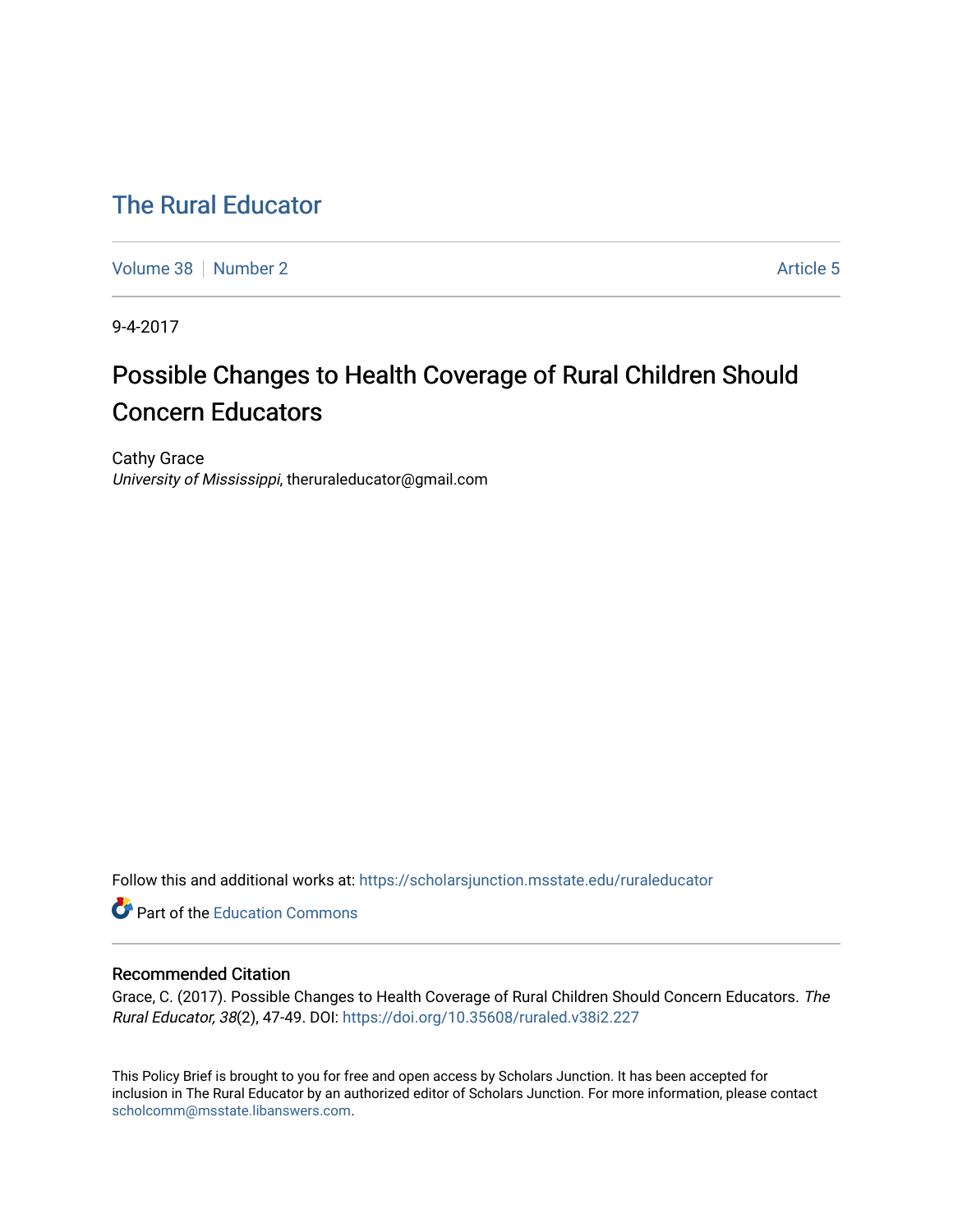# The Rural Educator

Volume 38 | Number 2 | Article 5

9-4-2017

## Possible Changes to Health Coverage of Rural Children Should Concern Educators

Cathy Grace
*University of Mississippi*, theruraleducator@gmail.com

Follow this and additional works at: https://scholarsjunction.msstate.edu/ruraleducator

Part of the Education Commons

### Recommended Citation

Grace, C. (2017). Possible Changes to Health Coverage of Rural Children Should Concern Educators. *The Rural Educator, 38*(2), 47-49. DOI: https://doi.org/10.35608/ruraled.v38i2.227

This Policy Brief is brought to you for free and open access by Scholars Junction. It has been accepted for inclusion in The Rural Educator by an authorized editor of Scholars Junction. For more information, please contact scholcomm@msstate.libanswers.com.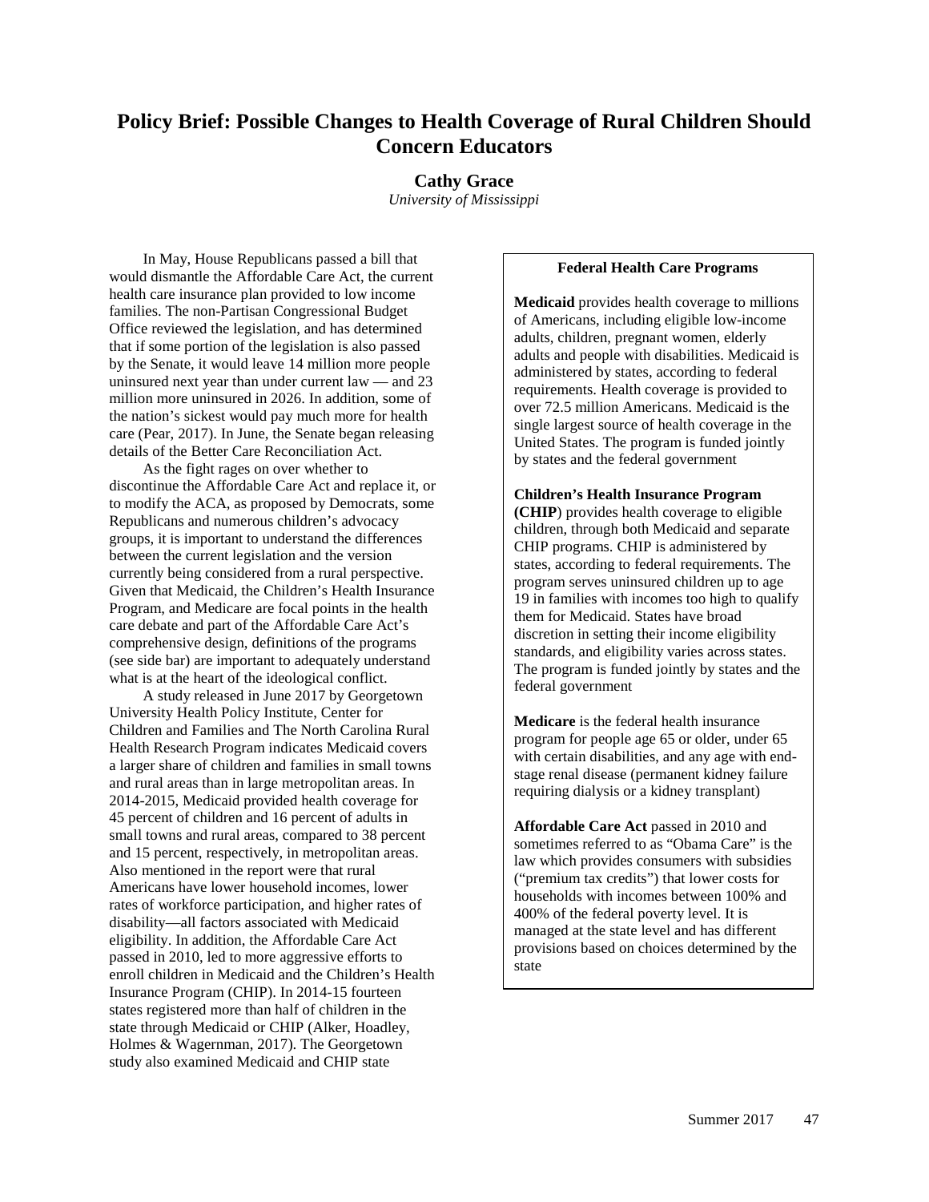# Policy Brief: Possible Changes to Health Coverage of Rural Children Should Concern Educators

**Cathy Grace**

*University of Mississippi*

In May, House Republicans passed a bill that would dismantle the Affordable Care Act, the current health care insurance plan provided to low income families. The non-Partisan Congressional Budget Office reviewed the legislation, and has determined that if some portion of the legislation is also passed by the Senate, it would leave 14 million more people uninsured next year than under current law — and 23 million more uninsured in 2026. In addition, some of the nation's sickest would pay much more for health care (Pear, 2017). In June, the Senate began releasing details of the Better Care Reconciliation Act.

As the fight rages on over whether to discontinue the Affordable Care Act and replace it, or to modify the ACA, as proposed by Democrats, some Republicans and numerous children's advocacy groups, it is important to understand the differences between the current legislation and the version currently being considered from a rural perspective. Given that Medicaid, the Children's Health Insurance Program, and Medicare are focal points in the health care debate and part of the Affordable Care Act's comprehensive design, definitions of the programs (see side bar) are important to adequately understand what is at the heart of the ideological conflict.

A study released in June 2017 by Georgetown University Health Policy Institute, Center for Children and Families and The North Carolina Rural Health Research Program indicates Medicaid covers a larger share of children and families in small towns and rural areas than in large metropolitan areas. In 2014-2015, Medicaid provided health coverage for 45 percent of children and 16 percent of adults in small towns and rural areas, compared to 38 percent and 15 percent, respectively, in metropolitan areas. Also mentioned in the report were that rural Americans have lower household incomes, lower rates of workforce participation, and higher rates of disability—all factors associated with Medicaid eligibility. In addition, the Affordable Care Act passed in 2010, led to more aggressive efforts to enroll children in Medicaid and the Children's Health Insurance Program (CHIP). In 2014-15 fourteen states registered more than half of children in the state through Medicaid or CHIP (Alker, Hoadley, Holmes & Wagernman, 2017). The Georgetown study also examined Medicaid and CHIP state

### Federal Health Care Programs

**Medicaid** provides health coverage to millions of Americans, including eligible low-income adults, children, pregnant women, elderly adults and people with disabilities. Medicaid is administered by states, according to federal requirements. Health coverage is provided to over 72.5 million Americans. Medicaid is the single largest source of health coverage in the United States. The program is funded jointly by states and the federal government

**Children's Health Insurance Program (CHIP**) provides health coverage to eligible children, through both Medicaid and separate CHIP programs. CHIP is administered by states, according to federal requirements. The program serves uninsured children up to age 19 in families with incomes too high to qualify them for Medicaid. States have broad discretion in setting their income eligibility standards, and eligibility varies across states. The program is funded jointly by states and the federal government

**Medicare** is the federal health insurance program for people age 65 or older, under 65 with certain disabilities, and any age with end-stage renal disease (permanent kidney failure requiring dialysis or a kidney transplant)

**Affordable Care Act** passed in 2010 and sometimes referred to as "Obama Care" is the law which provides consumers with subsidies ("premium tax credits") that lower costs for households with incomes between 100% and 400% of the federal poverty level. It is managed at the state level and has different provisions based on choices determined by the state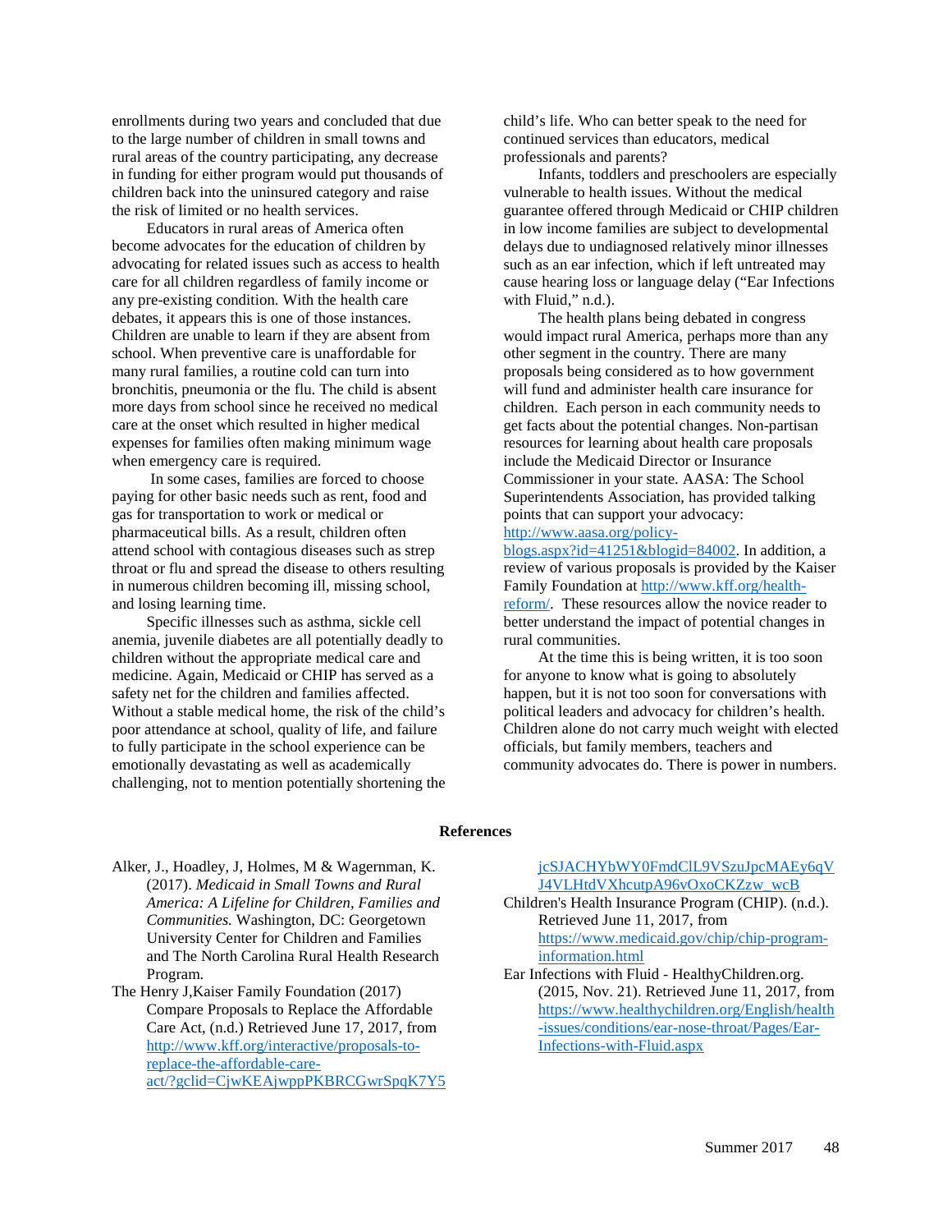enrollments during two years and concluded that due to the large number of children in small towns and rural areas of the country participating, any decrease in funding for either program would put thousands of children back into the uninsured category and raise the risk of limited or no health services.

Educators in rural areas of America often become advocates for the education of children by advocating for related issues such as access to health care for all children regardless of family income or any pre-existing condition. With the health care debates, it appears this is one of those instances. Children are unable to learn if they are absent from school. When preventive care is unaffordable for many rural families, a routine cold can turn into bronchitis, pneumonia or the flu. The child is absent more days from school since he received no medical care at the onset which resulted in higher medical expenses for families often making minimum wage when emergency care is required.

In some cases, families are forced to choose paying for other basic needs such as rent, food and gas for transportation to work or medical or pharmaceutical bills. As a result, children often attend school with contagious diseases such as strep throat or flu and spread the disease to others resulting in numerous children becoming ill, missing school, and losing learning time.

Specific illnesses such as asthma, sickle cell anemia, juvenile diabetes are all potentially deadly to children without the appropriate medical care and medicine. Again, Medicaid or CHIP has served as a safety net for the children and families affected. Without a stable medical home, the risk of the child's poor attendance at school, quality of life, and failure to fully participate in the school experience can be emotionally devastating as well as academically challenging, not to mention potentially shortening the child's life. Who can better speak to the need for continued services than educators, medical professionals and parents?

Infants, toddlers and preschoolers are especially vulnerable to health issues. Without the medical guarantee offered through Medicaid or CHIP children in low income families are subject to developmental delays due to undiagnosed relatively minor illnesses such as an ear infection, which if left untreated may cause hearing loss or language delay ("Ear Infections with Fluid," n.d.).

The health plans being debated in congress would impact rural America, perhaps more than any other segment in the country. There are many proposals being considered as to how government will fund and administer health care insurance for children. Each person in each community needs to get facts about the potential changes. Non-partisan resources for learning about health care proposals include the Medicaid Director or Insurance Commissioner in your state. AASA: The School Superintendents Association, has provided talking points that can support your advocacy: http://www.aasa.org/policy-blogs.aspx?id=41251&blogid=84002. In addition, a review of various proposals is provided by the Kaiser Family Foundation at http://www.kff.org/health-reform/. These resources allow the novice reader to better understand the impact of potential changes in rural communities.

At the time this is being written, it is too soon for anyone to know what is going to absolutely happen, but it is not too soon for conversations with political leaders and advocacy for children's health. Children alone do not carry much weight with elected officials, but family members, teachers and community advocates do. There is power in numbers.

## References

Alker, J., Hoadley, J, Holmes, M & Wagernman, K. (2017). *Medicaid in Small Towns and Rural America: A Lifeline for Children, Families and Communities.* Washington, DC: Georgetown University Center for Children and Families and The North Carolina Rural Health Research Program.

The Henry J,Kaiser Family Foundation (2017) Compare Proposals to Replace the Affordable Care Act, (n.d.) Retrieved June 17, 2017, from http://www.kff.org/interactive/proposals-to-replace-the-affordable-care-act/?gclid=CjwKEAjwppPKBRCGwrSpqK7Y5jcSJACHYbWY0FmdClL9VSzuJpcMAEy6qVJ4VLHtdVXhcutpA96vOxoCKZzw_wcB

Children's Health Insurance Program (CHIP). (n.d.). Retrieved June 11, 2017, from https://www.medicaid.gov/chip/chip-program-information.html

Ear Infections with Fluid - HealthyChildren.org. (2015, Nov. 21). Retrieved June 11, 2017, from https://www.healthychildren.org/English/health-issues/conditions/ear-nose-throat/Pages/Ear-Infections-with-Fluid.aspx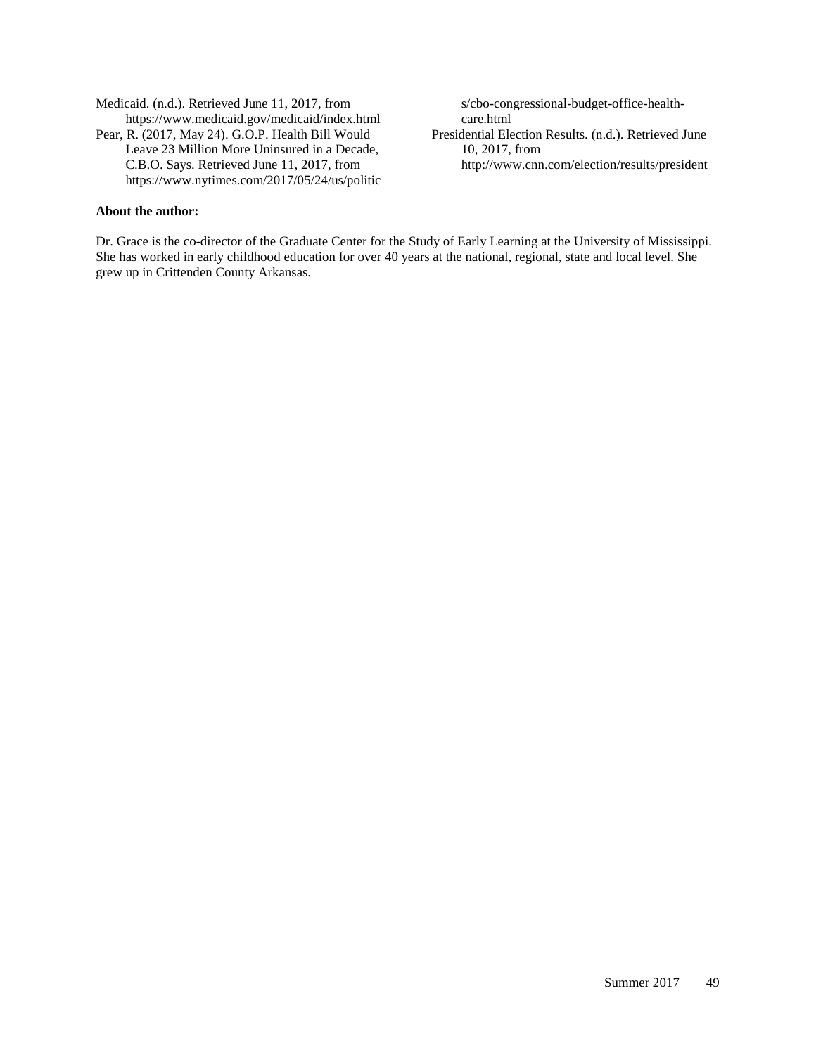Medicaid. (n.d.). Retrieved June 11, 2017, from https://www.medicaid.gov/medicaid/index.html

Pear, R. (2017, May 24). G.O.P. Health Bill Would Leave 23 Million More Uninsured in a Decade, C.B.O. Says. Retrieved June 11, 2017, from https://www.nytimes.com/2017/05/24/us/politics/cbo-congressional-budget-office-health-care.html

Presidential Election Results. (n.d.). Retrieved June 10, 2017, from http://www.cnn.com/election/results/president

**About the author:**

Dr. Grace is the co-director of the Graduate Center for the Study of Early Learning at the University of Mississippi. She has worked in early childhood education for over 40 years at the national, regional, state and local level. She grew up in Crittenden County Arkansas.